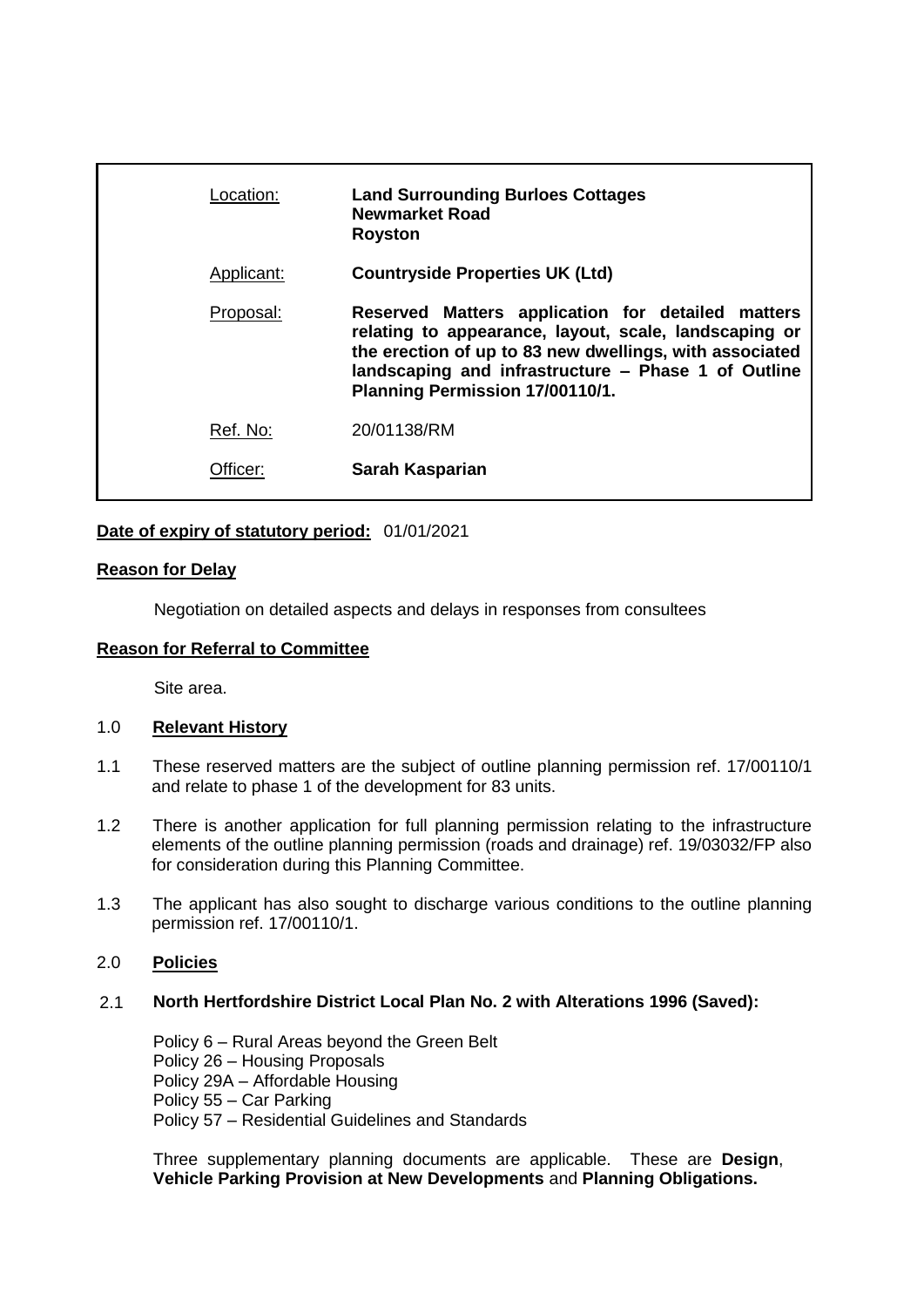| | |
|---|---|
| Location: | **Land Surrounding Burloes Cottages**<br>**Newmarket Road**<br>**Royston** |
| Applicant: | **Countryside Properties UK (Ltd)** |
| Proposal: | **Reserved Matters application for detailed matters relating to appearance, layout, scale, landscaping or the erection of up to 83 new dwellings, with associated landscaping and infrastructure – Phase 1 of Outline Planning Permission 17/00110/1.** |
| Ref. No: | 20/01138/RM |
| Officer: | **Sarah Kasparian** |

**Date of expiry of statutory period:** 01/01/2021

**Reason for Delay**

Negotiation on detailed aspects and delays in responses from consultees

**Reason for Referral to Committee**

Site area.

## 1.0 Relevant History

1.1 These reserved matters are the subject of outline planning permission ref. 17/00110/1 and relate to phase 1 of the development for 83 units.

1.2 There is another application for full planning permission relating to the infrastructure elements of the outline planning permission (roads and drainage) ref. 19/03032/FP also for consideration during this Planning Committee.

1.3 The applicant has also sought to discharge various conditions to the outline planning permission ref. 17/00110/1.

## 2.0 Policies

### 2.1 North Hertfordshire District Local Plan No. 2 with Alterations 1996 (Saved):

Policy 6 – Rural Areas beyond the Green Belt
Policy 26 – Housing Proposals
Policy 29A – Affordable Housing
Policy 55 – Car Parking
Policy 57 – Residential Guidelines and Standards

Three supplementary planning documents are applicable. These are **Design**, **Vehicle Parking Provision at New Developments** and **Planning Obligations.**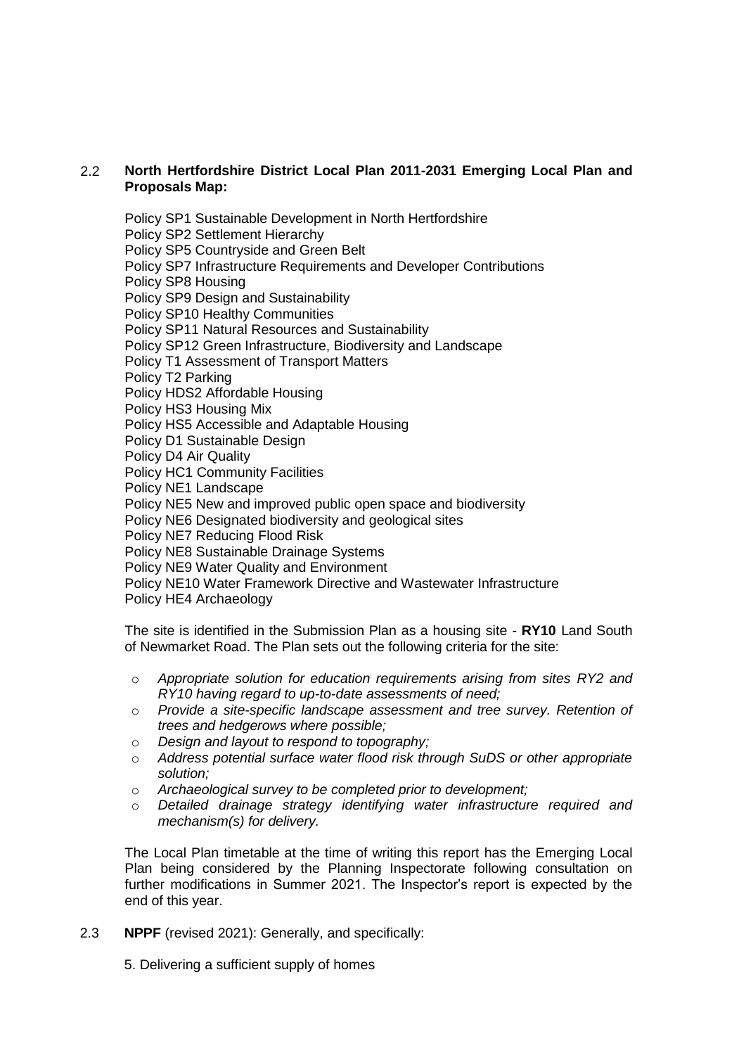2.2 **North Hertfordshire District Local Plan 2011-2031 Emerging Local Plan and Proposals Map:**

Policy SP1 Sustainable Development in North Hertfordshire
Policy SP2 Settlement Hierarchy
Policy SP5 Countryside and Green Belt
Policy SP7 Infrastructure Requirements and Developer Contributions
Policy SP8 Housing
Policy SP9 Design and Sustainability
Policy SP10 Healthy Communities
Policy SP11 Natural Resources and Sustainability
Policy SP12 Green Infrastructure, Biodiversity and Landscape
Policy T1 Assessment of Transport Matters
Policy T2 Parking
Policy HDS2 Affordable Housing
Policy HS3 Housing Mix
Policy HS5 Accessible and Adaptable Housing
Policy D1 Sustainable Design
Policy D4 Air Quality
Policy HC1 Community Facilities
Policy NE1 Landscape
Policy NE5 New and improved public open space and biodiversity
Policy NE6 Designated biodiversity and geological sites
Policy NE7 Reducing Flood Risk
Policy NE8 Sustainable Drainage Systems
Policy NE9 Water Quality and Environment
Policy NE10 Water Framework Directive and Wastewater Infrastructure
Policy HE4 Archaeology

The site is identified in the Submission Plan as a housing site - **RY10** Land South of Newmarket Road. The Plan sets out the following criteria for the site:

- *Appropriate solution for education requirements arising from sites RY2 and RY10 having regard to up-to-date assessments of need;*
- *Provide a site-specific landscape assessment and tree survey. Retention of trees and hedgerows where possible;*
- *Design and layout to respond to topography;*
- *Address potential surface water flood risk through SuDS or other appropriate solution;*
- *Archaeological survey to be completed prior to development;*
- *Detailed drainage strategy identifying water infrastructure required and mechanism(s) for delivery.*

The Local Plan timetable at the time of writing this report has the Emerging Local Plan being considered by the Planning Inspectorate following consultation on further modifications in Summer 2021. The Inspector's report is expected by the end of this year.

2.3 **NPPF** (revised 2021): Generally, and specifically:

5. Delivering a sufficient supply of homes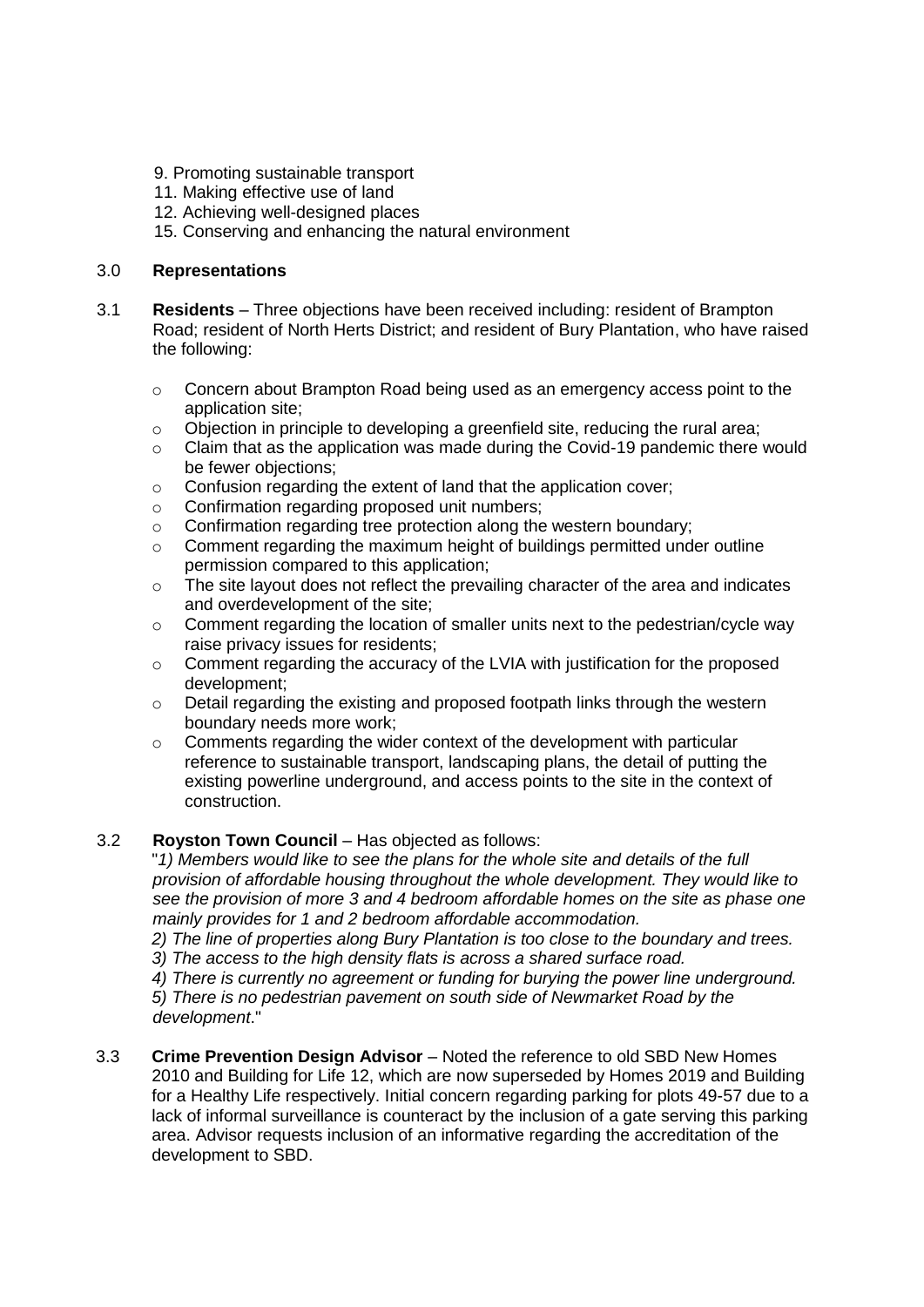9. Promoting sustainable transport
11. Making effective use of land
12. Achieving well-designed places
15. Conserving and enhancing the natural environment

## 3.0 Representations

3.1 **Residents** – Three objections have been received including: resident of Brampton Road; resident of North Herts District; and resident of Bury Plantation, who have raised the following:

- Concern about Brampton Road being used as an emergency access point to the application site;
- Objection in principle to developing a greenfield site, reducing the rural area;
- Claim that as the application was made during the Covid-19 pandemic there would be fewer objections;
- Confusion regarding the extent of land that the application cover;
- Confirmation regarding proposed unit numbers;
- Confirmation regarding tree protection along the western boundary;
- Comment regarding the maximum height of buildings permitted under outline permission compared to this application;
- The site layout does not reflect the prevailing character of the area and indicates and overdevelopment of the site;
- Comment regarding the location of smaller units next to the pedestrian/cycle way raise privacy issues for residents;
- Comment regarding the accuracy of the LVIA with justification for the proposed development;
- Detail regarding the existing and proposed footpath links through the western boundary needs more work;
- Comments regarding the wider context of the development with particular reference to sustainable transport, landscaping plans, the detail of putting the existing powerline underground, and access points to the site in the context of construction.

3.2 **Royston Town Council** – Has objected as follows:

"*1) Members would like to see the plans for the whole site and details of the full provision of affordable housing throughout the whole development. They would like to see the provision of more 3 and 4 bedroom affordable homes on the site as phase one mainly provides for 1 and 2 bedroom affordable accommodation.*
*2) The line of properties along Bury Plantation is too close to the boundary and trees.*
*3) The access to the high density flats is across a shared surface road.*
*4) There is currently no agreement or funding for burying the power line underground.*
*5) There is no pedestrian pavement on south side of Newmarket Road by the development*."

3.3 **Crime Prevention Design Advisor** – Noted the reference to old SBD New Homes 2010 and Building for Life 12, which are now superseded by Homes 2019 and Building for a Healthy Life respectively. Initial concern regarding parking for plots 49-57 due to a lack of informal surveillance is counteract by the inclusion of a gate serving this parking area. Advisor requests inclusion of an informative regarding the accreditation of the development to SBD.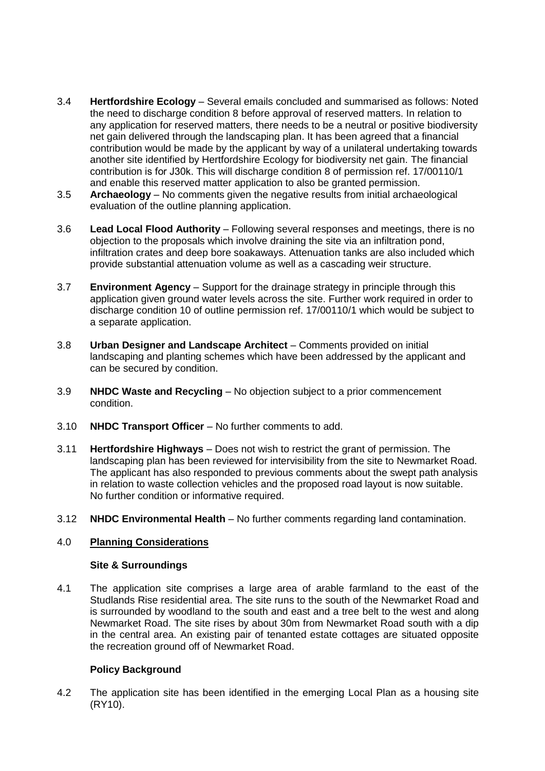3.4 **Hertfordshire Ecology** – Several emails concluded and summarised as follows: Noted the need to discharge condition 8 before approval of reserved matters. In relation to any application for reserved matters, there needs to be a neutral or positive biodiversity net gain delivered through the landscaping plan. It has been agreed that a financial contribution would be made by the applicant by way of a unilateral undertaking towards another site identified by Hertfordshire Ecology for biodiversity net gain. The financial contribution is for J30k. This will discharge condition 8 of permission ref. 17/00110/1 and enable this reserved matter application to also be granted permission.

3.5 **Archaeology** – No comments given the negative results from initial archaeological evaluation of the outline planning application.

3.6 **Lead Local Flood Authority** – Following several responses and meetings, there is no objection to the proposals which involve draining the site via an infiltration pond, infiltration crates and deep bore soakaways. Attenuation tanks are also included which provide substantial attenuation volume as well as a cascading weir structure.

3.7 **Environment Agency** – Support for the drainage strategy in principle through this application given ground water levels across the site. Further work required in order to discharge condition 10 of outline permission ref. 17/00110/1 which would be subject to a separate application.

3.8 **Urban Designer and Landscape Architect** – Comments provided on initial landscaping and planting schemes which have been addressed by the applicant and can be secured by condition.

3.9 **NHDC Waste and Recycling** – No objection subject to a prior commencement condition.

3.10 **NHDC Transport Officer** – No further comments to add.

3.11 **Hertfordshire Highways** – Does not wish to restrict the grant of permission. The landscaping plan has been reviewed for intervisibility from the site to Newmarket Road. The applicant has also responded to previous comments about the swept path analysis in relation to waste collection vehicles and the proposed road layout is now suitable. No further condition or informative required.

3.12 **NHDC Environmental Health** – No further comments regarding land contamination.

## 4.0 Planning Considerations

### Site & Surroundings

4.1 The application site comprises a large area of arable farmland to the east of the Studlands Rise residential area. The site runs to the south of the Newmarket Road and is surrounded by woodland to the south and east and a tree belt to the west and along Newmarket Road. The site rises by about 30m from Newmarket Road south with a dip in the central area. An existing pair of tenanted estate cottages are situated opposite the recreation ground off of Newmarket Road.

### Policy Background

4.2 The application site has been identified in the emerging Local Plan as a housing site (RY10).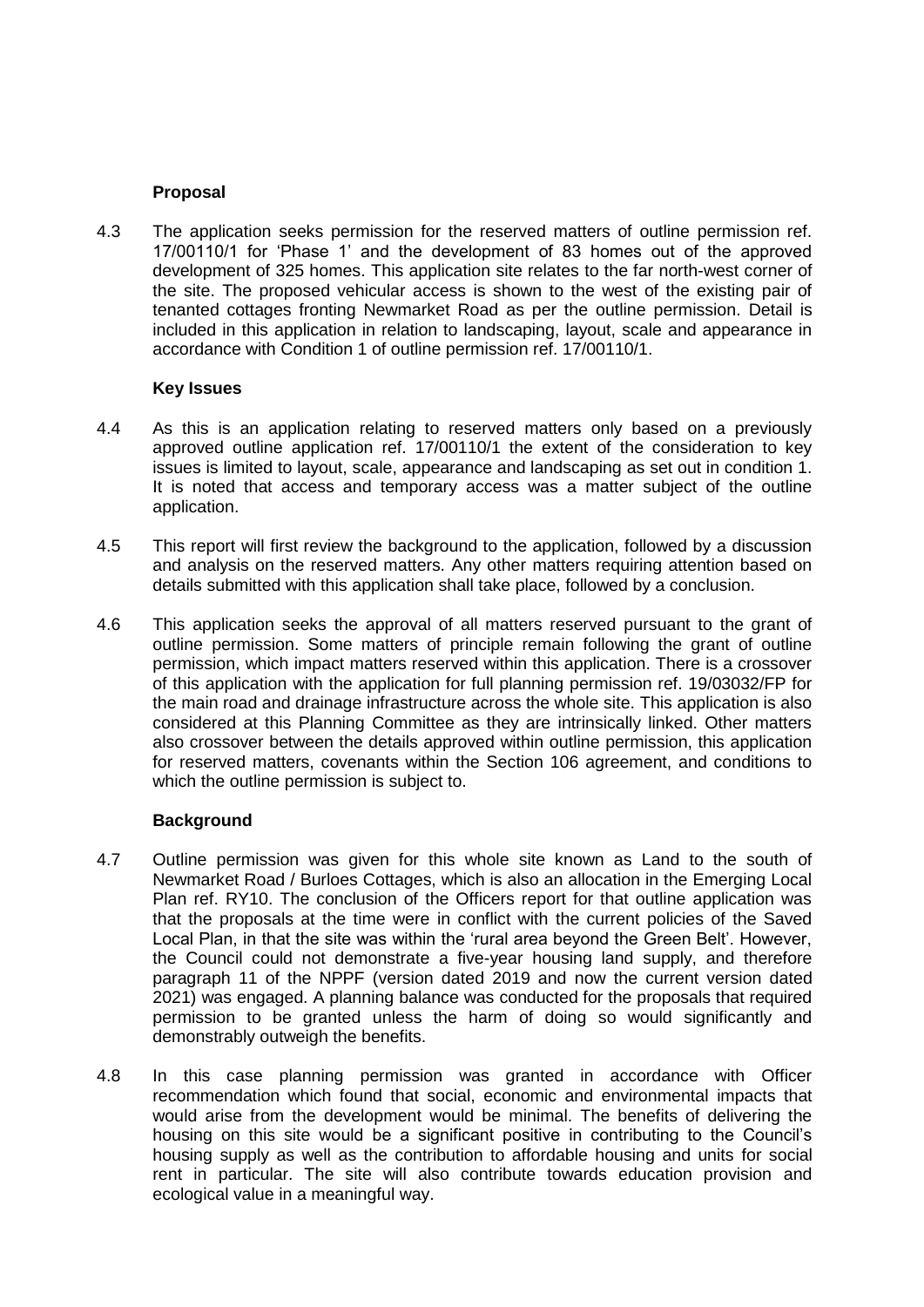**Proposal**

4.3 The application seeks permission for the reserved matters of outline permission ref. 17/00110/1 for 'Phase 1' and the development of 83 homes out of the approved development of 325 homes. This application site relates to the far north-west corner of the site. The proposed vehicular access is shown to the west of the existing pair of tenanted cottages fronting Newmarket Road as per the outline permission. Detail is included in this application in relation to landscaping, layout, scale and appearance in accordance with Condition 1 of outline permission ref. 17/00110/1.

**Key Issues**

4.4 As this is an application relating to reserved matters only based on a previously approved outline application ref. 17/00110/1 the extent of the consideration to key issues is limited to layout, scale, appearance and landscaping as set out in condition 1. It is noted that access and temporary access was a matter subject of the outline application.

4.5 This report will first review the background to the application, followed by a discussion and analysis on the reserved matters. Any other matters requiring attention based on details submitted with this application shall take place, followed by a conclusion.

4.6 This application seeks the approval of all matters reserved pursuant to the grant of outline permission. Some matters of principle remain following the grant of outline permission, which impact matters reserved within this application. There is a crossover of this application with the application for full planning permission ref. 19/03032/FP for the main road and drainage infrastructure across the whole site. This application is also considered at this Planning Committee as they are intrinsically linked. Other matters also crossover between the details approved within outline permission, this application for reserved matters, covenants within the Section 106 agreement, and conditions to which the outline permission is subject to.

**Background**

4.7 Outline permission was given for this whole site known as Land to the south of Newmarket Road / Burloes Cottages, which is also an allocation in the Emerging Local Plan ref. RY10. The conclusion of the Officers report for that outline application was that the proposals at the time were in conflict with the current policies of the Saved Local Plan, in that the site was within the 'rural area beyond the Green Belt'. However, the Council could not demonstrate a five-year housing land supply, and therefore paragraph 11 of the NPPF (version dated 2019 and now the current version dated 2021) was engaged. A planning balance was conducted for the proposals that required permission to be granted unless the harm of doing so would significantly and demonstrably outweigh the benefits.

4.8 In this case planning permission was granted in accordance with Officer recommendation which found that social, economic and environmental impacts that would arise from the development would be minimal. The benefits of delivering the housing on this site would be a significant positive in contributing to the Council's housing supply as well as the contribution to affordable housing and units for social rent in particular. The site will also contribute towards education provision and ecological value in a meaningful way.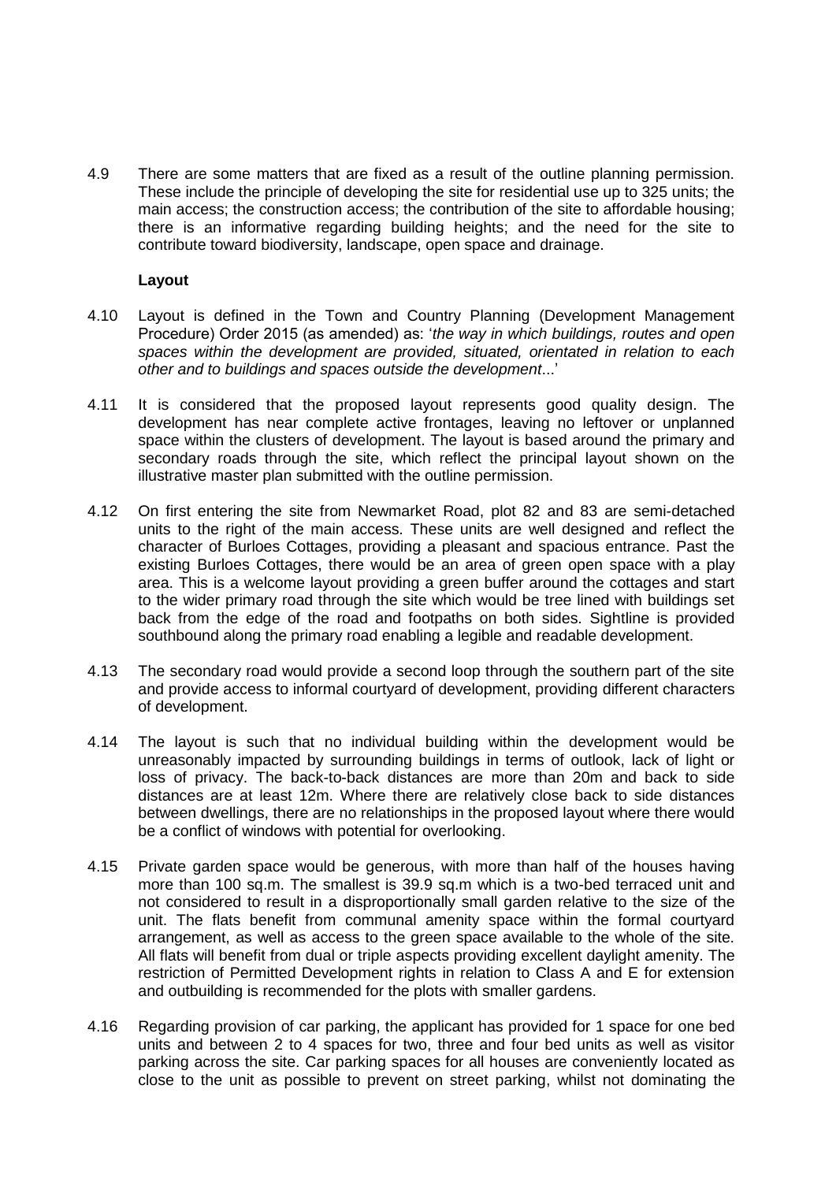4.9 There are some matters that are fixed as a result of the outline planning permission. These include the principle of developing the site for residential use up to 325 units; the main access; the construction access; the contribution of the site to affordable housing; there is an informative regarding building heights; and the need for the site to contribute toward biodiversity, landscape, open space and drainage.

**Layout**

4.10 Layout is defined in the Town and Country Planning (Development Management Procedure) Order 2015 (as amended) as: '*the way in which buildings, routes and open spaces within the development are provided, situated, orientated in relation to each other and to buildings and spaces outside the development*...'

4.11 It is considered that the proposed layout represents good quality design. The development has near complete active frontages, leaving no leftover or unplanned space within the clusters of development. The layout is based around the primary and secondary roads through the site, which reflect the principal layout shown on the illustrative master plan submitted with the outline permission.

4.12 On first entering the site from Newmarket Road, plot 82 and 83 are semi-detached units to the right of the main access. These units are well designed and reflect the character of Burloes Cottages, providing a pleasant and spacious entrance. Past the existing Burloes Cottages, there would be an area of green open space with a play area. This is a welcome layout providing a green buffer around the cottages and start to the wider primary road through the site which would be tree lined with buildings set back from the edge of the road and footpaths on both sides. Sightline is provided southbound along the primary road enabling a legible and readable development.

4.13 The secondary road would provide a second loop through the southern part of the site and provide access to informal courtyard of development, providing different characters of development.

4.14 The layout is such that no individual building within the development would be unreasonably impacted by surrounding buildings in terms of outlook, lack of light or loss of privacy. The back-to-back distances are more than 20m and back to side distances are at least 12m. Where there are relatively close back to side distances between dwellings, there are no relationships in the proposed layout where there would be a conflict of windows with potential for overlooking.

4.15 Private garden space would be generous, with more than half of the houses having more than 100 sq.m. The smallest is 39.9 sq.m which is a two-bed terraced unit and not considered to result in a disproportionally small garden relative to the size of the unit. The flats benefit from communal amenity space within the formal courtyard arrangement, as well as access to the green space available to the whole of the site. All flats will benefit from dual or triple aspects providing excellent daylight amenity. The restriction of Permitted Development rights in relation to Class A and E for extension and outbuilding is recommended for the plots with smaller gardens.

4.16 Regarding provision of car parking, the applicant has provided for 1 space for one bed units and between 2 to 4 spaces for two, three and four bed units as well as visitor parking across the site. Car parking spaces for all houses are conveniently located as close to the unit as possible to prevent on street parking, whilst not dominating the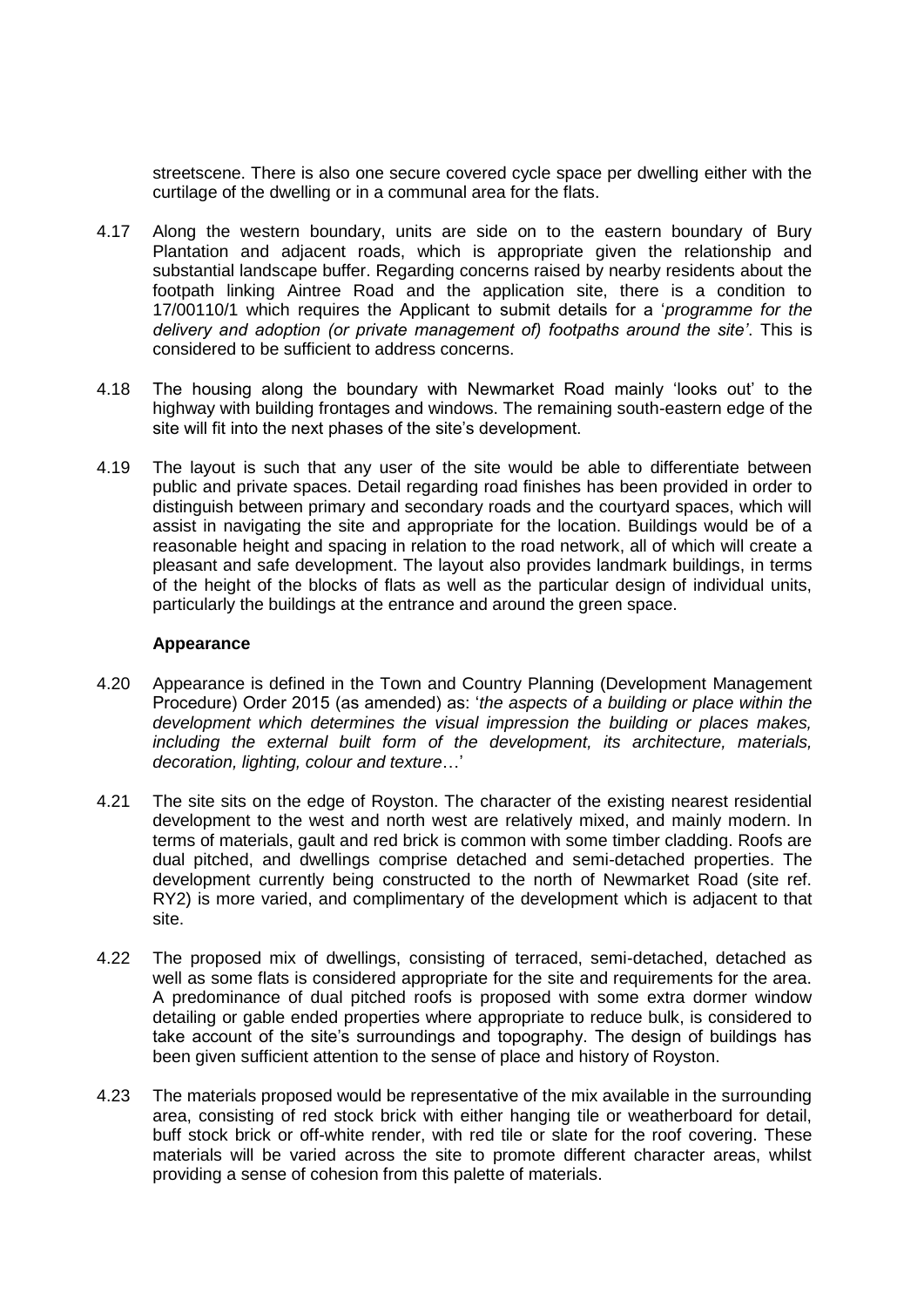streetscene. There is also one secure covered cycle space per dwelling either with the curtilage of the dwelling or in a communal area for the flats.

4.17 Along the western boundary, units are side on to the eastern boundary of Bury Plantation and adjacent roads, which is appropriate given the relationship and substantial landscape buffer. Regarding concerns raised by nearby residents about the footpath linking Aintree Road and the application site, there is a condition to 17/00110/1 which requires the Applicant to submit details for a '*programme for the delivery and adoption (or private management of) footpaths around the site'*. This is considered to be sufficient to address concerns.

4.18 The housing along the boundary with Newmarket Road mainly 'looks out' to the highway with building frontages and windows. The remaining south-eastern edge of the site will fit into the next phases of the site's development.

4.19 The layout is such that any user of the site would be able to differentiate between public and private spaces. Detail regarding road finishes has been provided in order to distinguish between primary and secondary roads and the courtyard spaces, which will assist in navigating the site and appropriate for the location. Buildings would be of a reasonable height and spacing in relation to the road network, all of which will create a pleasant and safe development. The layout also provides landmark buildings, in terms of the height of the blocks of flats as well as the particular design of individual units, particularly the buildings at the entrance and around the green space.

**Appearance**

4.20 Appearance is defined in the Town and Country Planning (Development Management Procedure) Order 2015 (as amended) as: '*the aspects of a building or place within the development which determines the visual impression the building or places makes, including the external built form of the development, its architecture, materials, decoration, lighting, colour and texture*…'

4.21 The site sits on the edge of Royston. The character of the existing nearest residential development to the west and north west are relatively mixed, and mainly modern. In terms of materials, gault and red brick is common with some timber cladding. Roofs are dual pitched, and dwellings comprise detached and semi-detached properties. The development currently being constructed to the north of Newmarket Road (site ref. RY2) is more varied, and complimentary of the development which is adjacent to that site.

4.22 The proposed mix of dwellings, consisting of terraced, semi-detached, detached as well as some flats is considered appropriate for the site and requirements for the area. A predominance of dual pitched roofs is proposed with some extra dormer window detailing or gable ended properties where appropriate to reduce bulk, is considered to take account of the site's surroundings and topography. The design of buildings has been given sufficient attention to the sense of place and history of Royston.

4.23 The materials proposed would be representative of the mix available in the surrounding area, consisting of red stock brick with either hanging tile or weatherboard for detail, buff stock brick or off-white render, with red tile or slate for the roof covering. These materials will be varied across the site to promote different character areas, whilst providing a sense of cohesion from this palette of materials.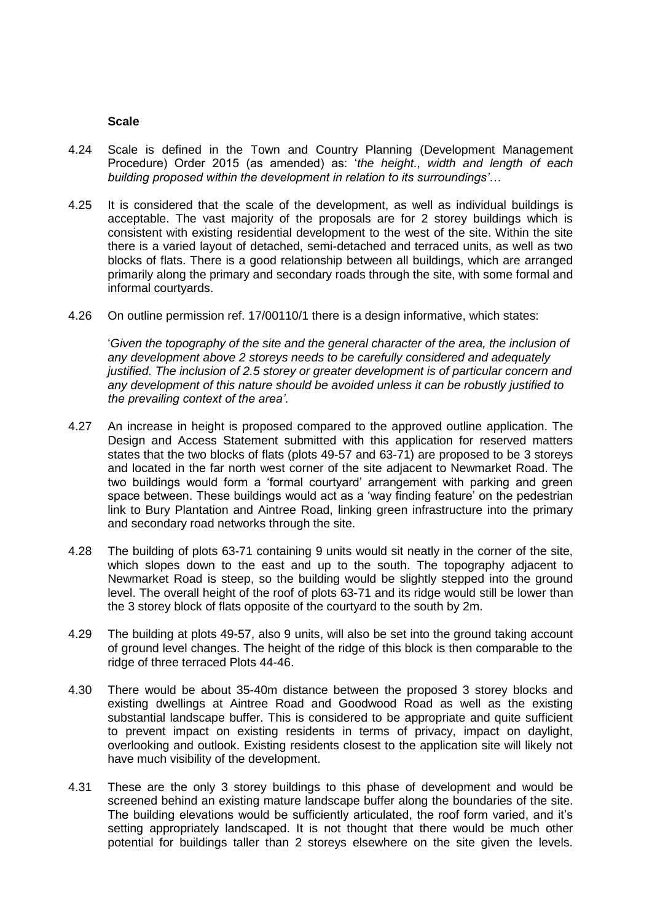**Scale**

4.24 Scale is defined in the Town and Country Planning (Development Management Procedure) Order 2015 (as amended) as: '*the height., width and length of each building proposed within the development in relation to its surroundings'*…

4.25 It is considered that the scale of the development, as well as individual buildings is acceptable. The vast majority of the proposals are for 2 storey buildings which is consistent with existing residential development to the west of the site. Within the site there is a varied layout of detached, semi-detached and terraced units, as well as two blocks of flats. There is a good relationship between all buildings, which are arranged primarily along the primary and secondary roads through the site, with some formal and informal courtyards.

4.26 On outline permission ref. 17/00110/1 there is a design informative, which states:

'*Given the topography of the site and the general character of the area, the inclusion of any development above 2 storeys needs to be carefully considered and adequately justified. The inclusion of 2.5 storey or greater development is of particular concern and any development of this nature should be avoided unless it can be robustly justified to the prevailing context of the area'*.

4.27 An increase in height is proposed compared to the approved outline application. The Design and Access Statement submitted with this application for reserved matters states that the two blocks of flats (plots 49-57 and 63-71) are proposed to be 3 storeys and located in the far north west corner of the site adjacent to Newmarket Road. The two buildings would form a 'formal courtyard' arrangement with parking and green space between. These buildings would act as a 'way finding feature' on the pedestrian link to Bury Plantation and Aintree Road, linking green infrastructure into the primary and secondary road networks through the site.

4.28 The building of plots 63-71 containing 9 units would sit neatly in the corner of the site, which slopes down to the east and up to the south. The topography adjacent to Newmarket Road is steep, so the building would be slightly stepped into the ground level. The overall height of the roof of plots 63-71 and its ridge would still be lower than the 3 storey block of flats opposite of the courtyard to the south by 2m.

4.29 The building at plots 49-57, also 9 units, will also be set into the ground taking account of ground level changes. The height of the ridge of this block is then comparable to the ridge of three terraced Plots 44-46.

4.30 There would be about 35-40m distance between the proposed 3 storey blocks and existing dwellings at Aintree Road and Goodwood Road as well as the existing substantial landscape buffer. This is considered to be appropriate and quite sufficient to prevent impact on existing residents in terms of privacy, impact on daylight, overlooking and outlook. Existing residents closest to the application site will likely not have much visibility of the development.

4.31 These are the only 3 storey buildings to this phase of development and would be screened behind an existing mature landscape buffer along the boundaries of the site. The building elevations would be sufficiently articulated, the roof form varied, and it's setting appropriately landscaped. It is not thought that there would be much other potential for buildings taller than 2 storeys elsewhere on the site given the levels.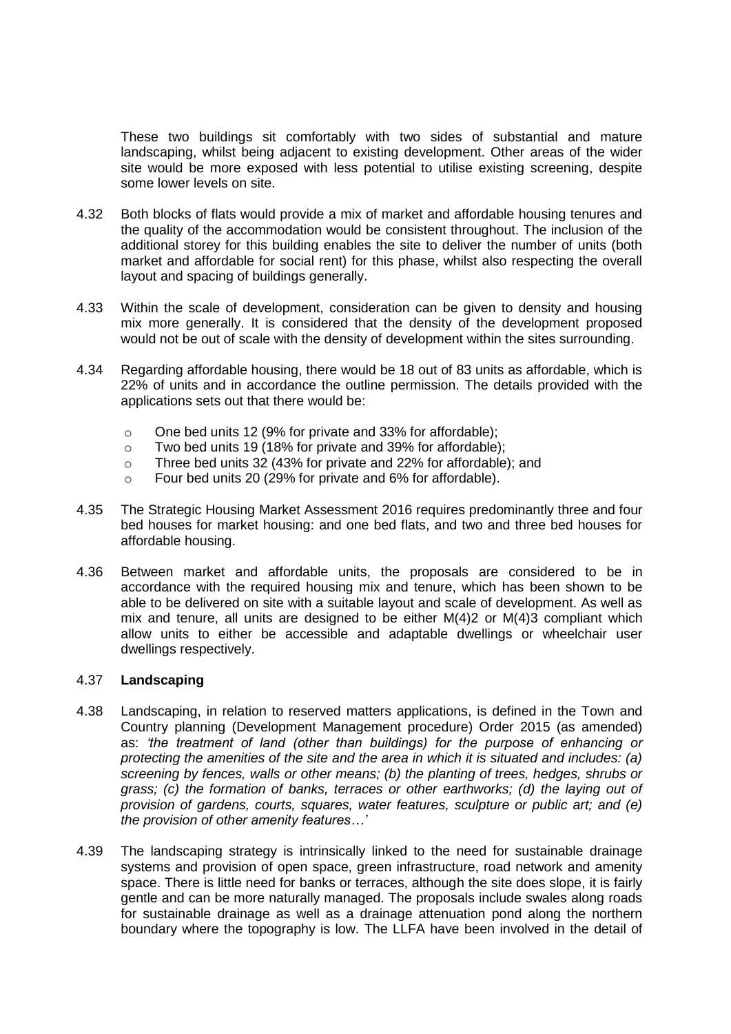These two buildings sit comfortably with two sides of substantial and mature landscaping, whilst being adjacent to existing development. Other areas of the wider site would be more exposed with less potential to utilise existing screening, despite some lower levels on site.

4.32 Both blocks of flats would provide a mix of market and affordable housing tenures and the quality of the accommodation would be consistent throughout. The inclusion of the additional storey for this building enables the site to deliver the number of units (both market and affordable for social rent) for this phase, whilst also respecting the overall layout and spacing of buildings generally.

4.33 Within the scale of development, consideration can be given to density and housing mix more generally. It is considered that the density of the development proposed would not be out of scale with the density of development within the sites surrounding.

4.34 Regarding affordable housing, there would be 18 out of 83 units as affordable, which is 22% of units and in accordance the outline permission. The details provided with the applications sets out that there would be:

- One bed units 12 (9% for private and 33% for affordable);
- Two bed units 19 (18% for private and 39% for affordable);
- Three bed units 32 (43% for private and 22% for affordable); and
- Four bed units 20 (29% for private and 6% for affordable).

4.35 The Strategic Housing Market Assessment 2016 requires predominantly three and four bed houses for market housing: and one bed flats, and two and three bed houses for affordable housing.

4.36 Between market and affordable units, the proposals are considered to be in accordance with the required housing mix and tenure, which has been shown to be able to be delivered on site with a suitable layout and scale of development. As well as mix and tenure, all units are designed to be either M(4)2 or M(4)3 compliant which allow units to either be accessible and adaptable dwellings or wheelchair user dwellings respectively.

4.37 **Landscaping**

4.38 Landscaping, in relation to reserved matters applications, is defined in the Town and Country planning (Development Management procedure) Order 2015 (as amended) as: *'the treatment of land (other than buildings) for the purpose of enhancing or protecting the amenities of the site and the area in which it is situated and includes: (a) screening by fences, walls or other means; (b) the planting of trees, hedges, shrubs or grass; (c) the formation of banks, terraces or other earthworks; (d) the laying out of provision of gardens, courts, squares, water features, sculpture or public art; and (e) the provision of other amenity features…'*

4.39 The landscaping strategy is intrinsically linked to the need for sustainable drainage systems and provision of open space, green infrastructure, road network and amenity space. There is little need for banks or terraces, although the site does slope, it is fairly gentle and can be more naturally managed. The proposals include swales along roads for sustainable drainage as well as a drainage attenuation pond along the northern boundary where the topography is low. The LLFA have been involved in the detail of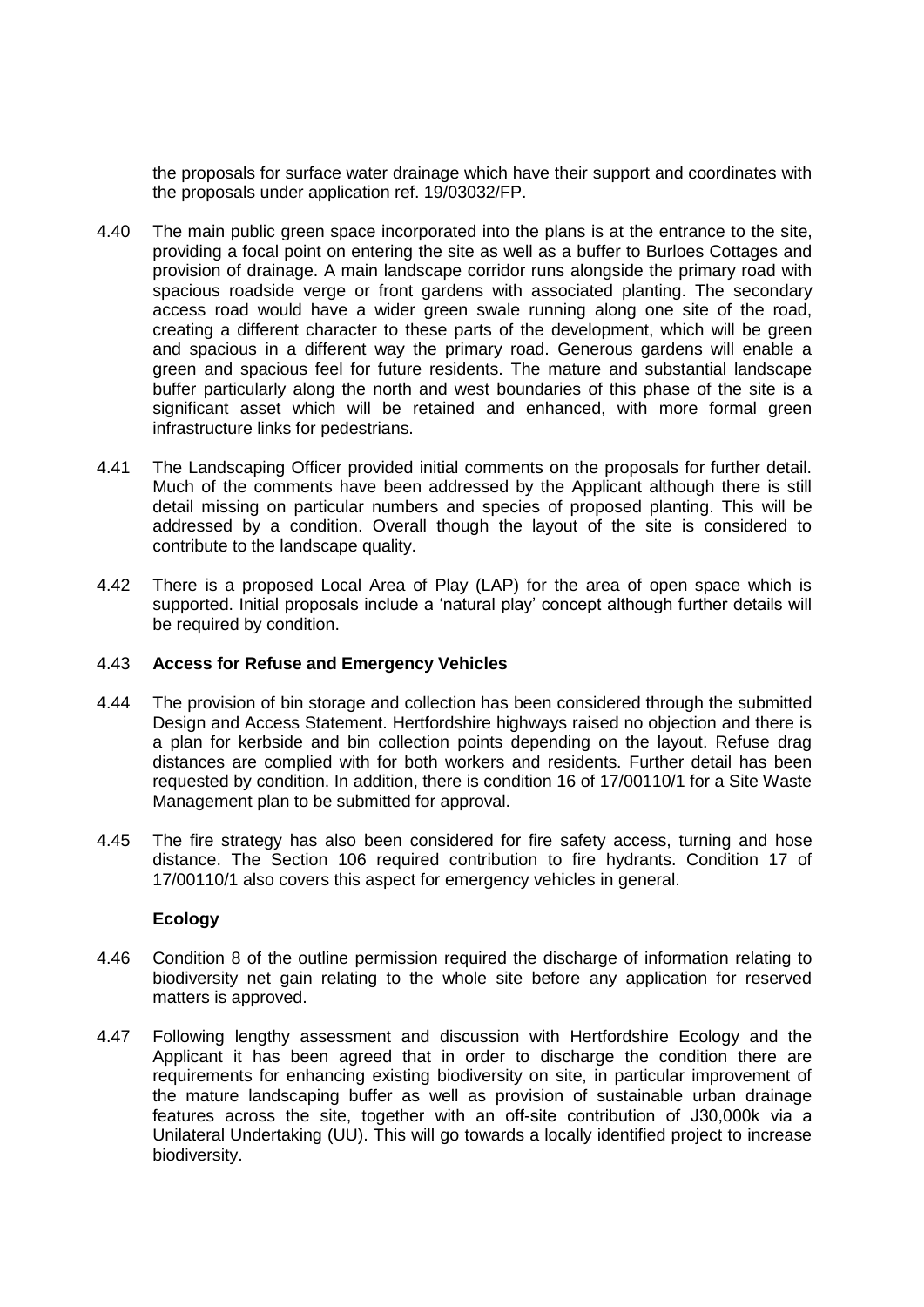the proposals for surface water drainage which have their support and coordinates with the proposals under application ref. 19/03032/FP.

4.40 The main public green space incorporated into the plans is at the entrance to the site, providing a focal point on entering the site as well as a buffer to Burloes Cottages and provision of drainage. A main landscape corridor runs alongside the primary road with spacious roadside verge or front gardens with associated planting. The secondary access road would have a wider green swale running along one site of the road, creating a different character to these parts of the development, which will be green and spacious in a different way the primary road. Generous gardens will enable a green and spacious feel for future residents. The mature and substantial landscape buffer particularly along the north and west boundaries of this phase of the site is a significant asset which will be retained and enhanced, with more formal green infrastructure links for pedestrians.

4.41 The Landscaping Officer provided initial comments on the proposals for further detail. Much of the comments have been addressed by the Applicant although there is still detail missing on particular numbers and species of proposed planting. This will be addressed by a condition. Overall though the layout of the site is considered to contribute to the landscape quality.

4.42 There is a proposed Local Area of Play (LAP) for the area of open space which is supported. Initial proposals include a 'natural play' concept although further details will be required by condition.

4.43 **Access for Refuse and Emergency Vehicles**

4.44 The provision of bin storage and collection has been considered through the submitted Design and Access Statement. Hertfordshire highways raised no objection and there is a plan for kerbside and bin collection points depending on the layout. Refuse drag distances are complied with for both workers and residents. Further detail has been requested by condition. In addition, there is condition 16 of 17/00110/1 for a Site Waste Management plan to be submitted for approval.

4.45 The fire strategy has also been considered for fire safety access, turning and hose distance. The Section 106 required contribution to fire hydrants. Condition 17 of 17/00110/1 also covers this aspect for emergency vehicles in general.

**Ecology**

4.46 Condition 8 of the outline permission required the discharge of information relating to biodiversity net gain relating to the whole site before any application for reserved matters is approved.

4.47 Following lengthy assessment and discussion with Hertfordshire Ecology and the Applicant it has been agreed that in order to discharge the condition there are requirements for enhancing existing biodiversity on site, in particular improvement of the mature landscaping buffer as well as provision of sustainable urban drainage features across the site, together with an off-site contribution of J30,000k via a Unilateral Undertaking (UU). This will go towards a locally identified project to increase biodiversity.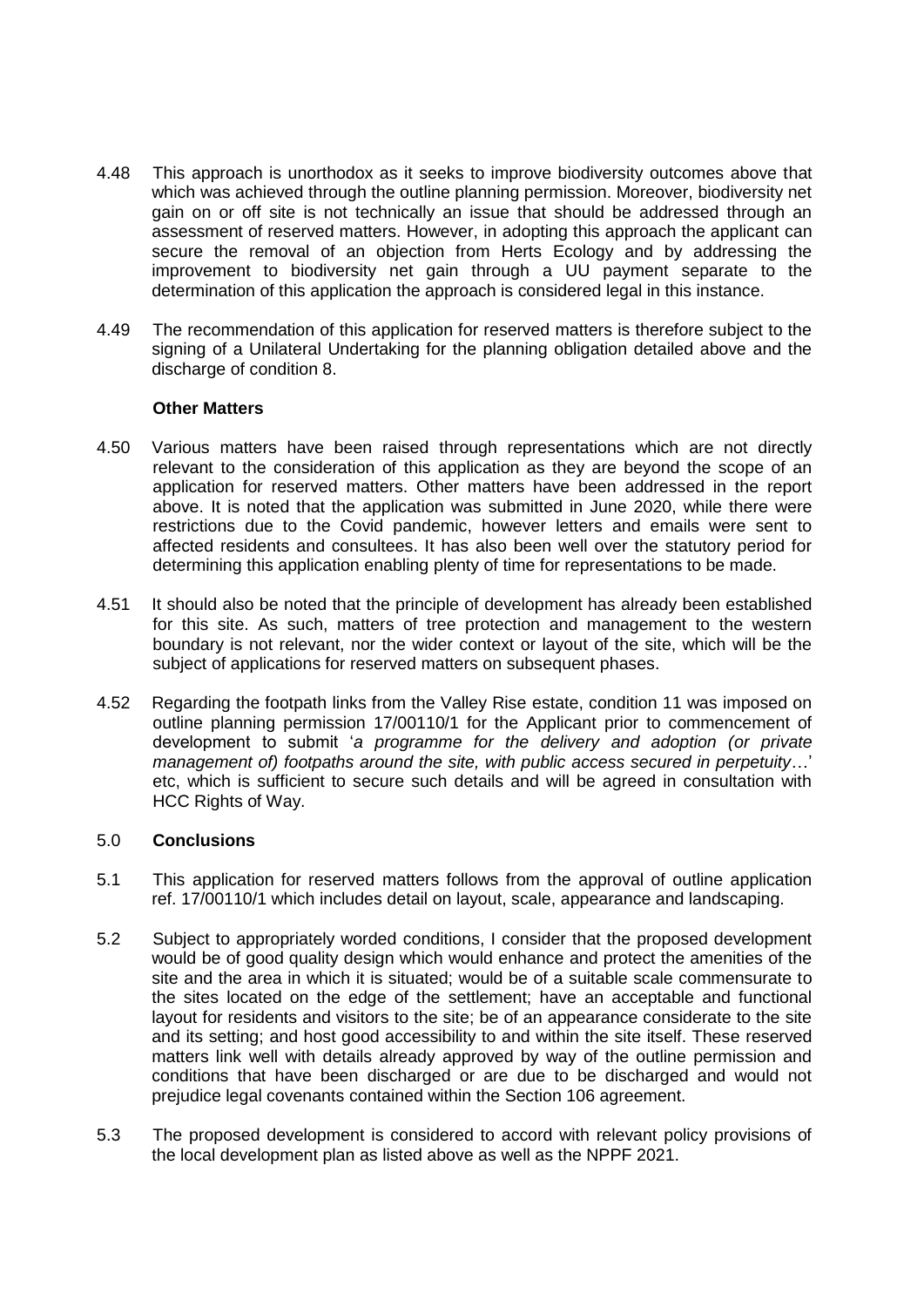4.48 This approach is unorthodox as it seeks to improve biodiversity outcomes above that which was achieved through the outline planning permission. Moreover, biodiversity net gain on or off site is not technically an issue that should be addressed through an assessment of reserved matters. However, in adopting this approach the applicant can secure the removal of an objection from Herts Ecology and by addressing the improvement to biodiversity net gain through a UU payment separate to the determination of this application the approach is considered legal in this instance.

4.49 The recommendation of this application for reserved matters is therefore subject to the signing of a Unilateral Undertaking for the planning obligation detailed above and the discharge of condition 8.

**Other Matters**

4.50 Various matters have been raised through representations which are not directly relevant to the consideration of this application as they are beyond the scope of an application for reserved matters. Other matters have been addressed in the report above. It is noted that the application was submitted in June 2020, while there were restrictions due to the Covid pandemic, however letters and emails were sent to affected residents and consultees. It has also been well over the statutory period for determining this application enabling plenty of time for representations to be made.

4.51 It should also be noted that the principle of development has already been established for this site. As such, matters of tree protection and management to the western boundary is not relevant, nor the wider context or layout of the site, which will be the subject of applications for reserved matters on subsequent phases.

4.52 Regarding the footpath links from the Valley Rise estate, condition 11 was imposed on outline planning permission 17/00110/1 for the Applicant prior to commencement of development to submit '*a programme for the delivery and adoption (or private management of) footpaths around the site, with public access secured in perpetuity*…' etc, which is sufficient to secure such details and will be agreed in consultation with HCC Rights of Way.

## 5.0 Conclusions

5.1 This application for reserved matters follows from the approval of outline application ref. 17/00110/1 which includes detail on layout, scale, appearance and landscaping.

5.2 Subject to appropriately worded conditions, I consider that the proposed development would be of good quality design which would enhance and protect the amenities of the site and the area in which it is situated; would be of a suitable scale commensurate to the sites located on the edge of the settlement; have an acceptable and functional layout for residents and visitors to the site; be of an appearance considerate to the site and its setting; and host good accessibility to and within the site itself. These reserved matters link well with details already approved by way of the outline permission and conditions that have been discharged or are due to be discharged and would not prejudice legal covenants contained within the Section 106 agreement.

5.3 The proposed development is considered to accord with relevant policy provisions of the local development plan as listed above as well as the NPPF 2021.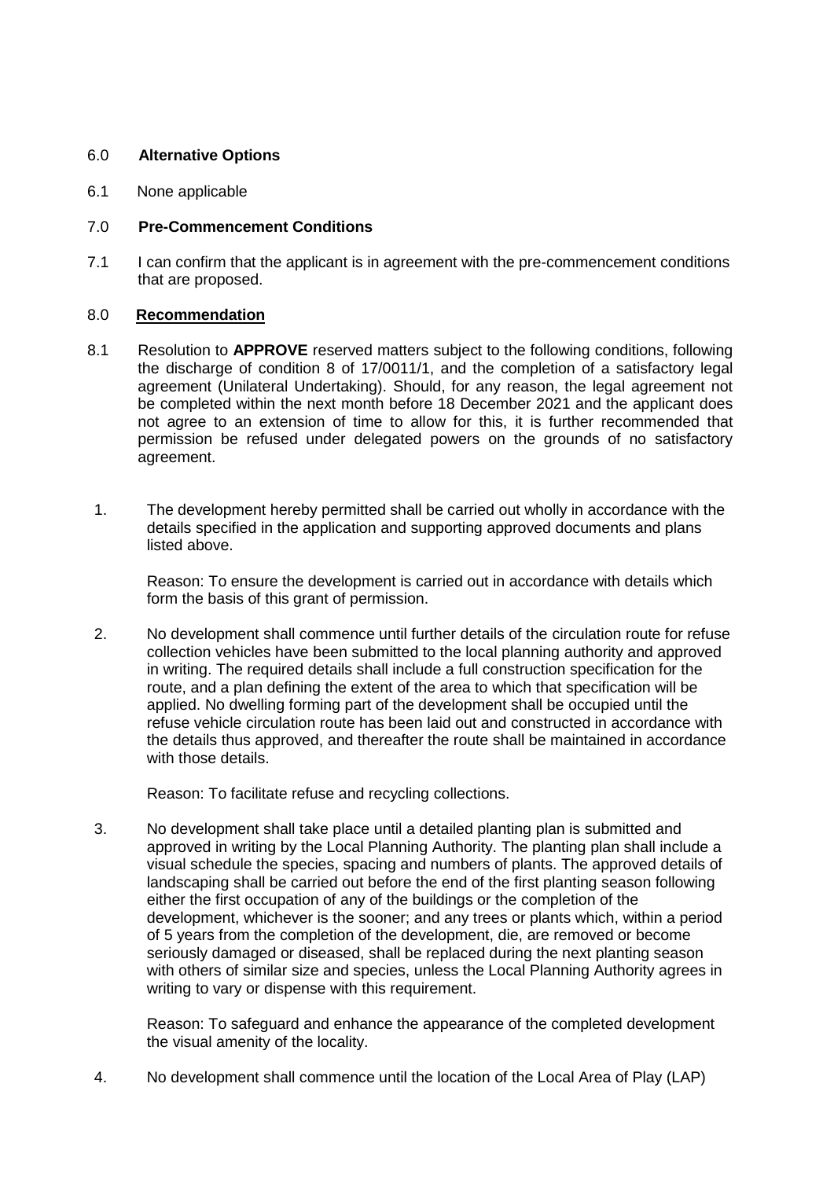## 6.0 **Alternative Options**

6.1 None applicable

## 7.0 **Pre-Commencement Conditions**

7.1 I can confirm that the applicant is in agreement with the pre-commencement conditions that are proposed.

## 8.0 **Recommendation**

8.1 Resolution to **APPROVE** reserved matters subject to the following conditions, following the discharge of condition 8 of 17/0011/1, and the completion of a satisfactory legal agreement (Unilateral Undertaking). Should, for any reason, the legal agreement not be completed within the next month before 18 December 2021 and the applicant does not agree to an extension of time to allow for this, it is further recommended that permission be refused under delegated powers on the grounds of no satisfactory agreement.

1. The development hereby permitted shall be carried out wholly in accordance with the details specified in the application and supporting approved documents and plans listed above.

   Reason: To ensure the development is carried out in accordance with details which form the basis of this grant of permission.

2. No development shall commence until further details of the circulation route for refuse collection vehicles have been submitted to the local planning authority and approved in writing. The required details shall include a full construction specification for the route, and a plan defining the extent of the area to which that specification will be applied. No dwelling forming part of the development shall be occupied until the refuse vehicle circulation route has been laid out and constructed in accordance with the details thus approved, and thereafter the route shall be maintained in accordance with those details.

   Reason: To facilitate refuse and recycling collections.

3. No development shall take place until a detailed planting plan is submitted and approved in writing by the Local Planning Authority. The planting plan shall include a visual schedule the species, spacing and numbers of plants. The approved details of landscaping shall be carried out before the end of the first planting season following either the first occupation of any of the buildings or the completion of the development, whichever is the sooner; and any trees or plants which, within a period of 5 years from the completion of the development, die, are removed or become seriously damaged or diseased, shall be replaced during the next planting season with others of similar size and species, unless the Local Planning Authority agrees in writing to vary or dispense with this requirement.

   Reason: To safeguard and enhance the appearance of the completed development the visual amenity of the locality.

4. No development shall commence until the location of the Local Area of Play (LAP)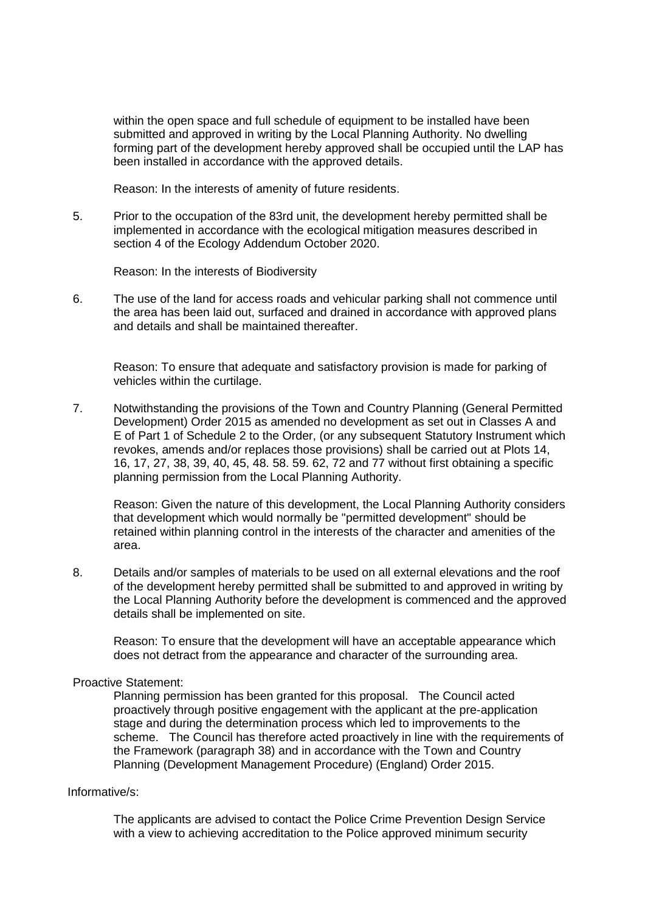within the open space and full schedule of equipment to be installed have been submitted and approved in writing by the Local Planning Authority. No dwelling forming part of the development hereby approved shall be occupied until the LAP has been installed in accordance with the approved details.

Reason: In the interests of amenity of future residents.

5. Prior to the occupation of the 83rd unit, the development hereby permitted shall be implemented in accordance with the ecological mitigation measures described in section 4 of the Ecology Addendum October 2020.

   Reason: In the interests of Biodiversity

6. The use of the land for access roads and vehicular parking shall not commence until the area has been laid out, surfaced and drained in accordance with approved plans and details and shall be maintained thereafter.

   Reason: To ensure that adequate and satisfactory provision is made for parking of vehicles within the curtilage.

7. Notwithstanding the provisions of the Town and Country Planning (General Permitted Development) Order 2015 as amended no development as set out in Classes A and E of Part 1 of Schedule 2 to the Order, (or any subsequent Statutory Instrument which revokes, amends and/or replaces those provisions) shall be carried out at Plots 14, 16, 17, 27, 38, 39, 40, 45, 48. 58. 59. 62, 72 and 77 without first obtaining a specific planning permission from the Local Planning Authority.

   Reason: Given the nature of this development, the Local Planning Authority considers that development which would normally be "permitted development" should be retained within planning control in the interests of the character and amenities of the area.

8. Details and/or samples of materials to be used on all external elevations and the roof of the development hereby permitted shall be submitted to and approved in writing by the Local Planning Authority before the development is commenced and the approved details shall be implemented on site.

   Reason: To ensure that the development will have an acceptable appearance which does not detract from the appearance and character of the surrounding area.

Proactive Statement:

Planning permission has been granted for this proposal. The Council acted proactively through positive engagement with the applicant at the pre-application stage and during the determination process which led to improvements to the scheme. The Council has therefore acted proactively in line with the requirements of the Framework (paragraph 38) and in accordance with the Town and Country Planning (Development Management Procedure) (England) Order 2015.

Informative/s:

The applicants are advised to contact the Police Crime Prevention Design Service with a view to achieving accreditation to the Police approved minimum security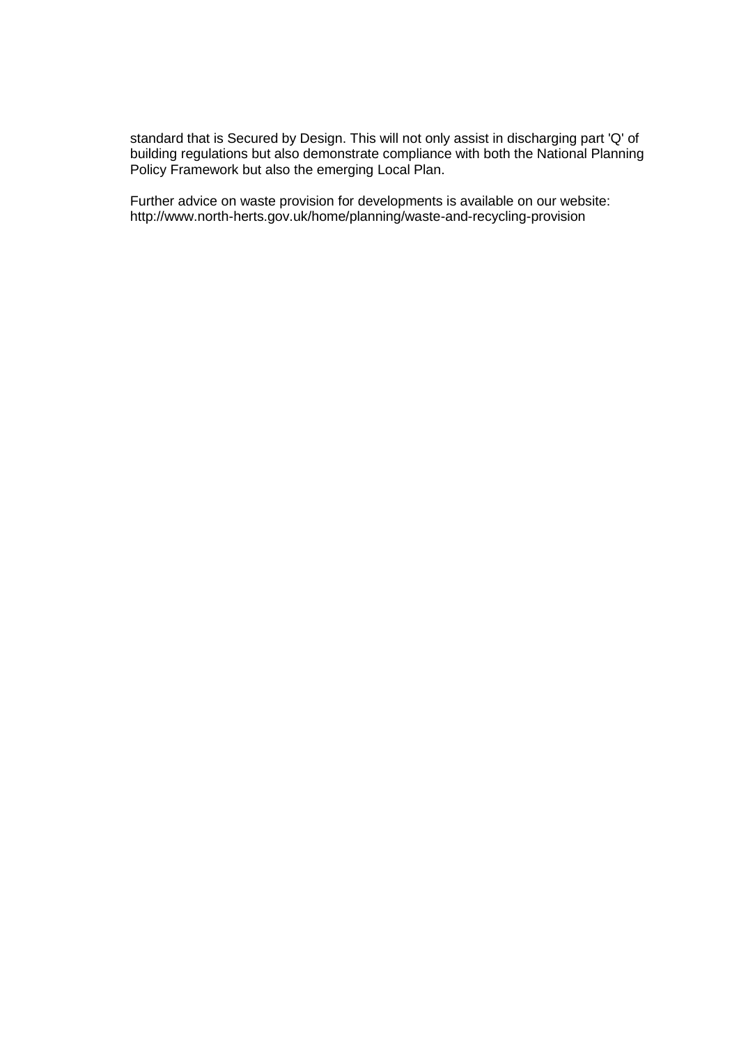standard that is Secured by Design. This will not only assist in discharging part 'Q' of building regulations but also demonstrate compliance with both the National Planning Policy Framework but also the emerging Local Plan.

Further advice on waste provision for developments is available on our website: http://www.north-herts.gov.uk/home/planning/waste-and-recycling-provision